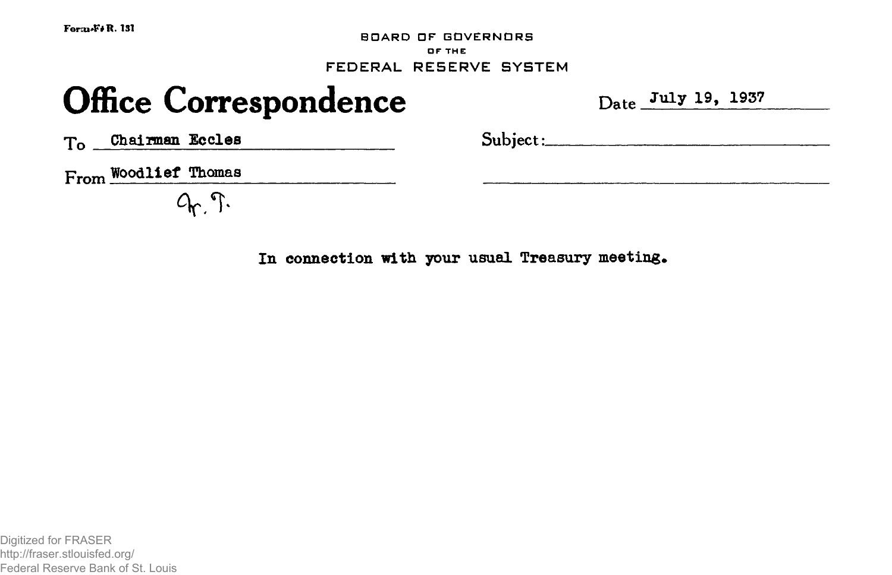Form F.R. 131

BOARD OF GOVERNORS
OF THE
FEDERAL RESERVE SYSTEM

# Office Correspondence

Date July 19, 1937

To Chairman Eccles

Subject:

From Woodlief Thomas

W. T.

In connection with your usual Treasury meeting.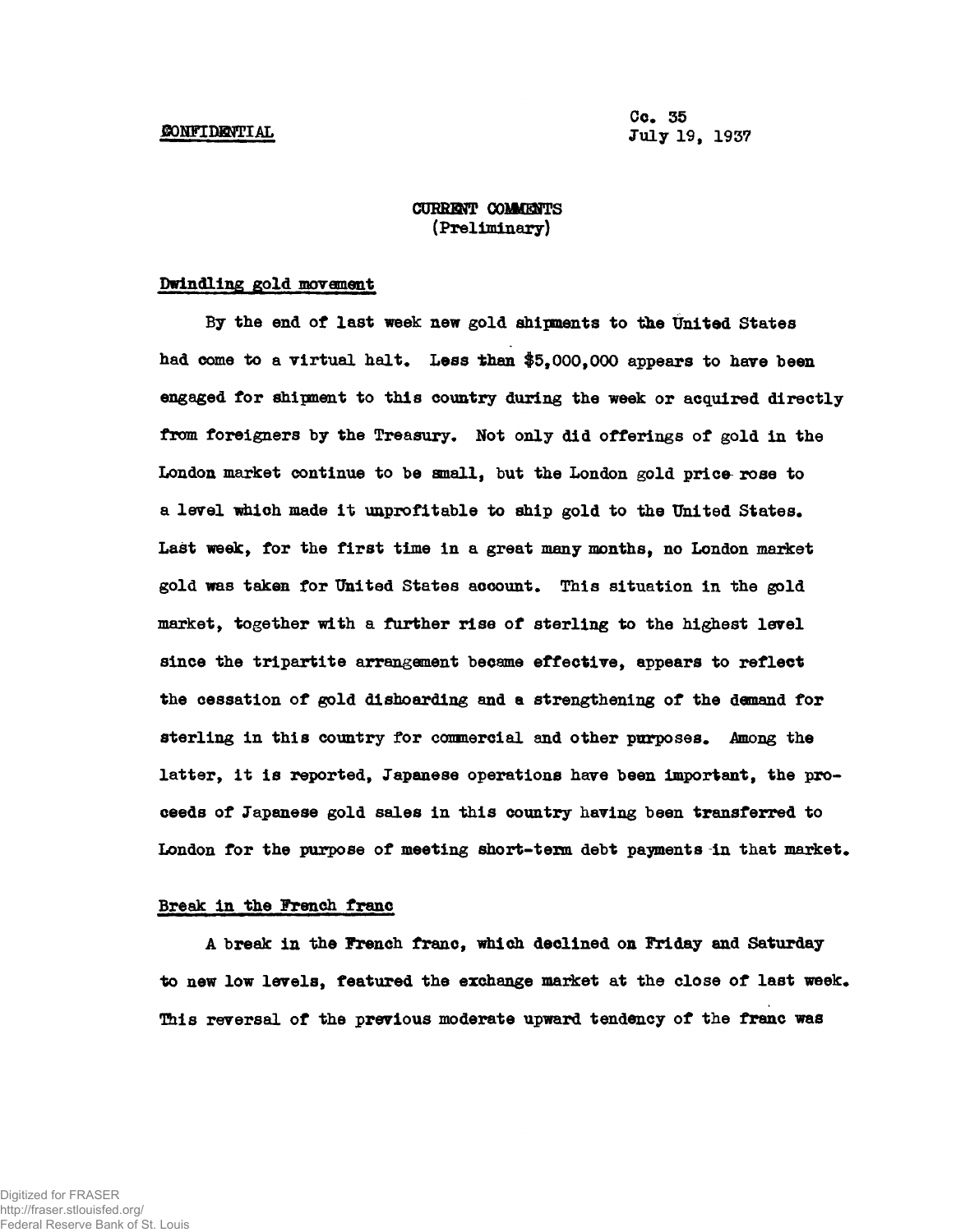CONFIDENTIAL

Co. 35
July 19, 1937

## CURRENT COMMENTS
(Preliminary)

### Dwindling gold movement

By the end of last week new gold shipments to the United States had come to a virtual halt. Less than $5,000,000 appears to have been engaged for shipment to this country during the week or acquired directly from foreigners by the Treasury. Not only did offerings of gold in the London market continue to be small, but the London gold price rose to a level which made it unprofitable to ship gold to the United States. Last week, for the first time in a great many months, no London market gold was taken for United States account. This situation in the gold market, together with a further rise of sterling to the highest level since the tripartite arrangement became effective, appears to reflect the cessation of gold dishoarding and a strengthening of the demand for sterling in this country for commercial and other purposes. Among the latter, it is reported, Japanese operations have been important, the proceeds of Japanese gold sales in this country having been transferred to London for the purpose of meeting short-term debt payments in that market.

### Break in the French franc

A break in the French franc, which declined on Friday and Saturday to new low levels, featured the exchange market at the close of last week. This reversal of the previous moderate upward tendency of the franc was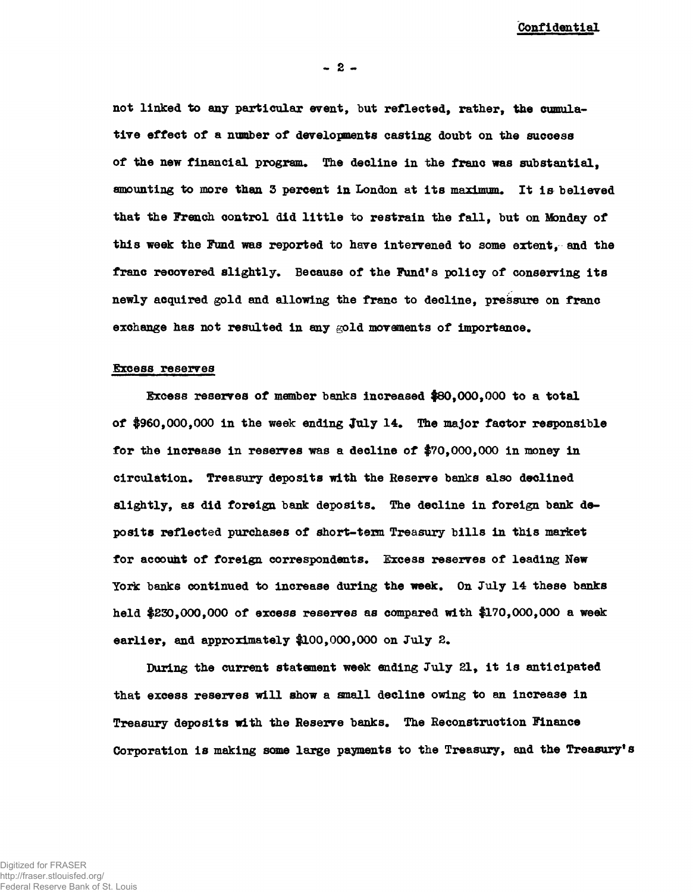Confidential

not linked to any particular event, but reflected, rather, the cumulative effect of a number of developments casting doubt on the success of the new financial program. The decline in the franc was substantial, amounting to more than 3 percent in London at its maximum. It is believed that the French control did little to restrain the fall, but on Monday of this week the Fund was reported to have intervened to some extent, and the franc recovered slightly. Because of the Fund's policy of conserving its newly acquired gold and allowing the franc to decline, pressure on franc exchange has not resulted in any gold movements of importance.

## Excess reserves

Excess reserves of member banks increased $80,000,000 to a total of $960,000,000 in the week ending July 14. The major factor responsible for the increase in reserves was a decline of $70,000,000 in money in circulation. Treasury deposits with the Reserve banks also declined slightly, as did foreign bank deposits. The decline in foreign bank deposits reflected purchases of short-term Treasury bills in this market for account of foreign correspondents. Excess reserves of leading New York banks continued to increase during the week. On July 14 these banks held $230,000,000 of excess reserves as compared with $170,000,000 a week earlier, and approximately $100,000,000 on July 2.

During the current statement week ending July 21, it is anticipated that excess reserves will show a small decline owing to an increase in Treasury deposits with the Reserve banks. The Reconstruction Finance Corporation is making some large payments to the Treasury, and the Treasury's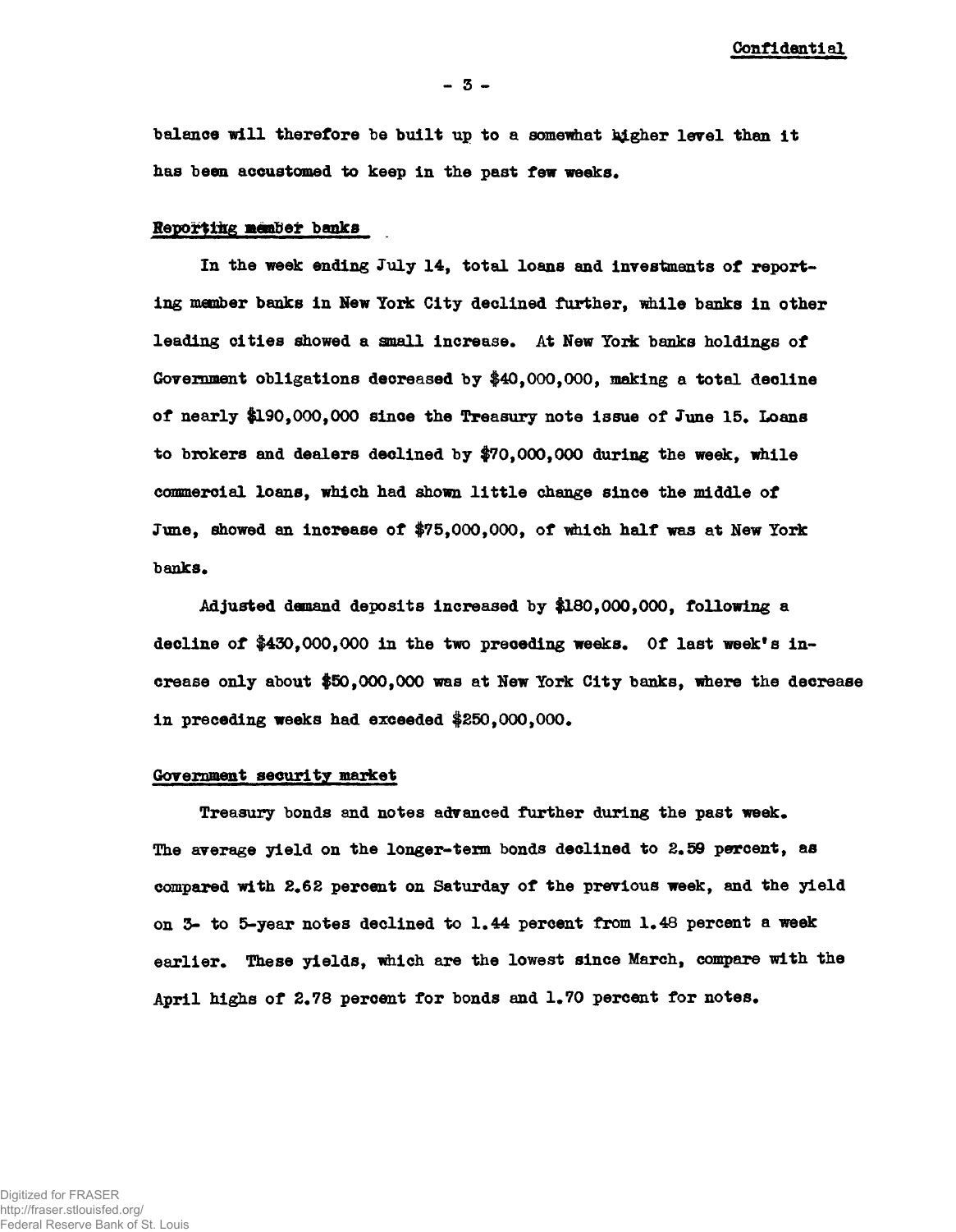balance will therefore be built up to a somewhat higher level than it has been accustomed to keep in the past few weeks.

## Reporting member banks

In the week ending July 14, total loans and investments of reporting member banks in New York City declined further, while banks in other leading cities showed a small increase. At New York banks holdings of Government obligations decreased by $40,000,000, making a total decline of nearly $190,000,000 since the Treasury note issue of June 15. Loans to brokers and dealers declined by $70,000,000 during the week, while commercial loans, which had shown little change since the middle of June, showed an increase of $75,000,000, of which half was at New York banks.

Adjusted demand deposits increased by $180,000,000, following a decline of $430,000,000 in the two preceding weeks. Of last week's increase only about $50,000,000 was at New York City banks, where the decrease in preceding weeks had exceeded $250,000,000.

## Government security market

Treasury bonds and notes advanced further during the past week. The average yield on the longer-term bonds declined to 2.59 percent, as compared with 2.62 percent on Saturday of the previous week, and the yield on 3- to 5-year notes declined to 1.44 percent from 1.48 percent a week earlier. These yields, which are the lowest since March, compare with the April highs of 2.78 percent for bonds and 1.70 percent for notes.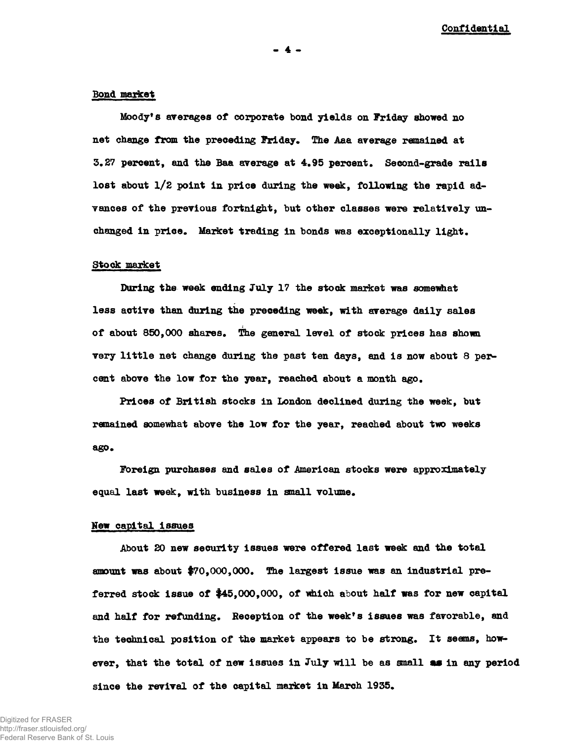Confidential

## Bond market

Moody's averages of corporate bond yields on Friday showed no net change from the preceding Friday. The Aaa average remained at 3.27 percent, and the Baa average at 4.95 percent. Second-grade rails lost about 1/2 point in price during the week, following the rapid advances of the previous fortnight, but other classes were relatively unchanged in price. Market trading in bonds was exceptionally light.

## Stock market

During the week ending July 17 the stock market was somewhat less active than during the preceding week, with average daily sales of about 850,000 shares. The general level of stock prices has shown very little net change during the past ten days, and is now about 8 percent above the low for the year, reached about a month ago.

Prices of British stocks in London declined during the week, but remained somewhat above the low for the year, reached about two weeks ago.

Foreign purchases and sales of American stocks were approximately equal last week, with business in small volume.

## New capital issues

About 20 new security issues were offered last week and the total amount was about $70,000,000. The largest issue was an industrial preferred stock issue of $45,000,000, of which about half was for new capital and half for refunding. Reception of the week's issues was favorable, and the technical position of the market appears to be strong. It seems, however, that the total of new issues in July will be as small as in any period since the revival of the capital market in March 1935.